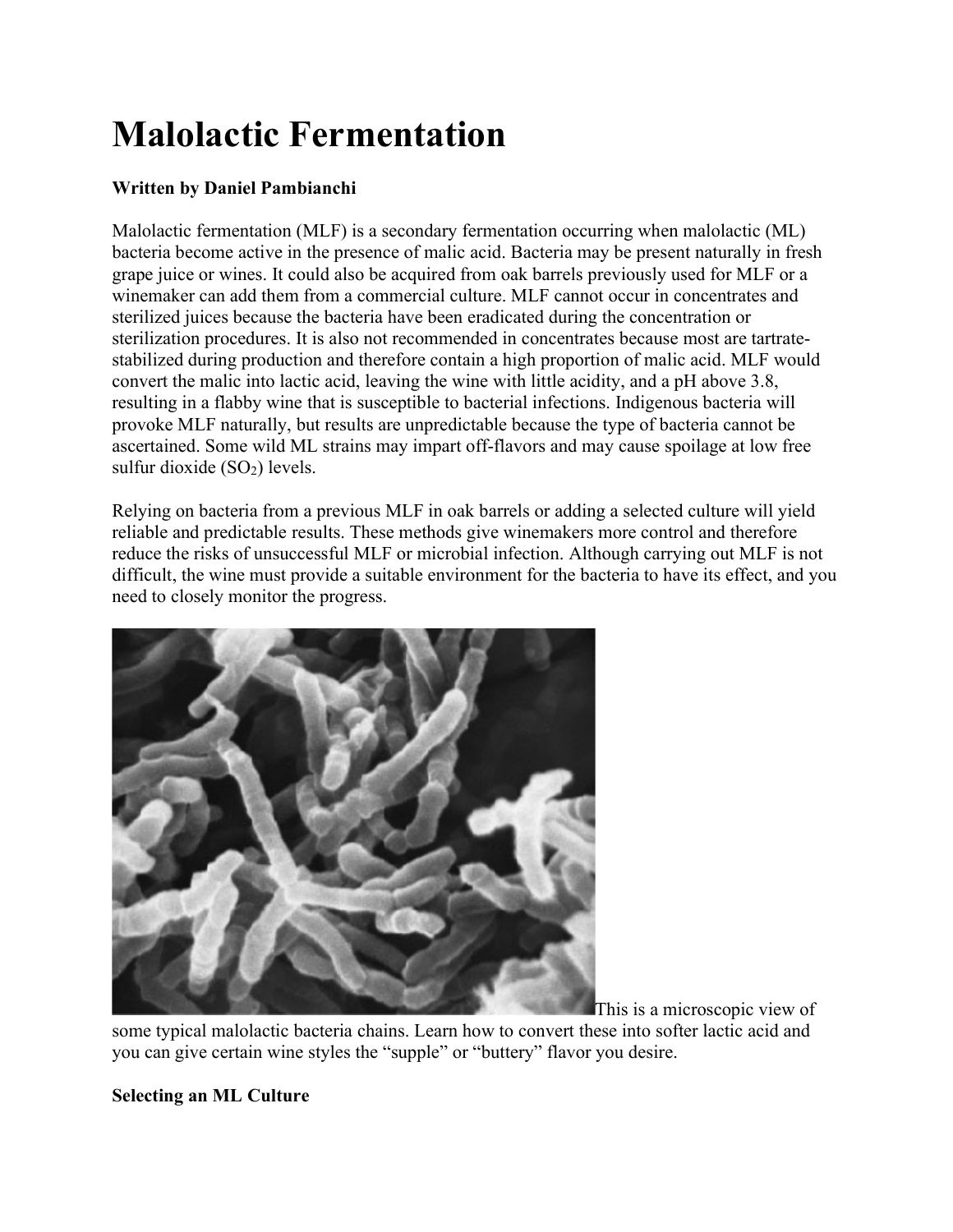# Malolactic Fermentation

**Written by Daniel Pambianchi**

Malolactic fermentation (MLF) is a secondary fermentation occurring when malolactic (ML) bacteria become active in the presence of malic acid. Bacteria may be present naturally in fresh grape juice or wines. It could also be acquired from oak barrels previously used for MLF or a winemaker can add them from a commercial culture. MLF cannot occur in concentrates and sterilized juices because the bacteria have been eradicated during the concentration or sterilization procedures. It is also not recommended in concentrates because most are tartrate-stabilized during production and therefore contain a high proportion of malic acid. MLF would convert the malic into lactic acid, leaving the wine with little acidity, and a pH above 3.8, resulting in a flabby wine that is susceptible to bacterial infections. Indigenous bacteria will provoke MLF naturally, but results are unpredictable because the type of bacteria cannot be ascertained. Some wild ML strains may impart off-flavors and may cause spoilage at low free sulfur dioxide ($SO_2$) levels.

Relying on bacteria from a previous MLF in oak barrels or adding a selected culture will yield reliable and predictable results. These methods give winemakers more control and therefore reduce the risks of unsuccessful MLF or microbial infection. Although carrying out MLF is not difficult, the wine must provide a suitable environment for the bacteria to have its effect, and you need to closely monitor the progress.

This is a microscopic view of some typical malolactic bacteria chains. Learn how to convert these into softer lactic acid and you can give certain wine styles the "supple" or "buttery" flavor you desire.

**Selecting an ML Culture**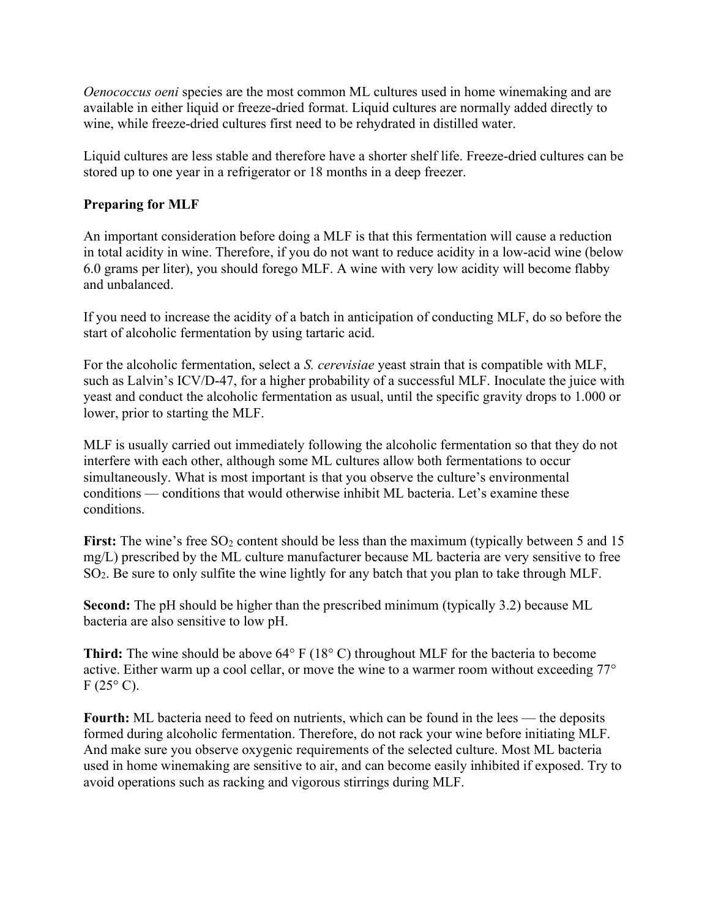*Oenococcus oeni* species are the most common ML cultures used in home winemaking and are available in either liquid or freeze-dried format. Liquid cultures are normally added directly to wine, while freeze-dried cultures first need to be rehydrated in distilled water.

Liquid cultures are less stable and therefore have a shorter shelf life. Freeze-dried cultures can be stored up to one year in a refrigerator or 18 months in a deep freezer.

**Preparing for MLF**

An important consideration before doing a MLF is that this fermentation will cause a reduction in total acidity in wine. Therefore, if you do not want to reduce acidity in a low-acid wine (below 6.0 grams per liter), you should forego MLF. A wine with very low acidity will become flabby and unbalanced.

If you need to increase the acidity of a batch in anticipation of conducting MLF, do so before the start of alcoholic fermentation by using tartaric acid.

For the alcoholic fermentation, select a *S. cerevisiae* yeast strain that is compatible with MLF, such as Lalvin's ICV/D-47, for a higher probability of a successful MLF. Inoculate the juice with yeast and conduct the alcoholic fermentation as usual, until the specific gravity drops to 1.000 or lower, prior to starting the MLF.

MLF is usually carried out immediately following the alcoholic fermentation so that they do not interfere with each other, although some ML cultures allow both fermentations to occur simultaneously. What is most important is that you observe the culture's environmental conditions — conditions that would otherwise inhibit ML bacteria. Let's examine these conditions.

**First:** The wine's free $SO_2$ content should be less than the maximum (typically between 5 and 15 mg/L) prescribed by the ML culture manufacturer because ML bacteria are very sensitive to free $SO_2$. Be sure to only sulfite the wine lightly for any batch that you plan to take through MLF.

**Second:** The pH should be higher than the prescribed minimum (typically 3.2) because ML bacteria are also sensitive to low pH.

**Third:** The wine should be above 64° F (18° C) throughout MLF for the bacteria to become active. Either warm up a cool cellar, or move the wine to a warmer room without exceeding 77° F (25° C).

**Fourth:** ML bacteria need to feed on nutrients, which can be found in the lees — the deposits formed during alcoholic fermentation. Therefore, do not rack your wine before initiating MLF. And make sure you observe oxygenic requirements of the selected culture. Most ML bacteria used in home winemaking are sensitive to air, and can become easily inhibited if exposed. Try to avoid operations such as racking and vigorous stirrings during MLF.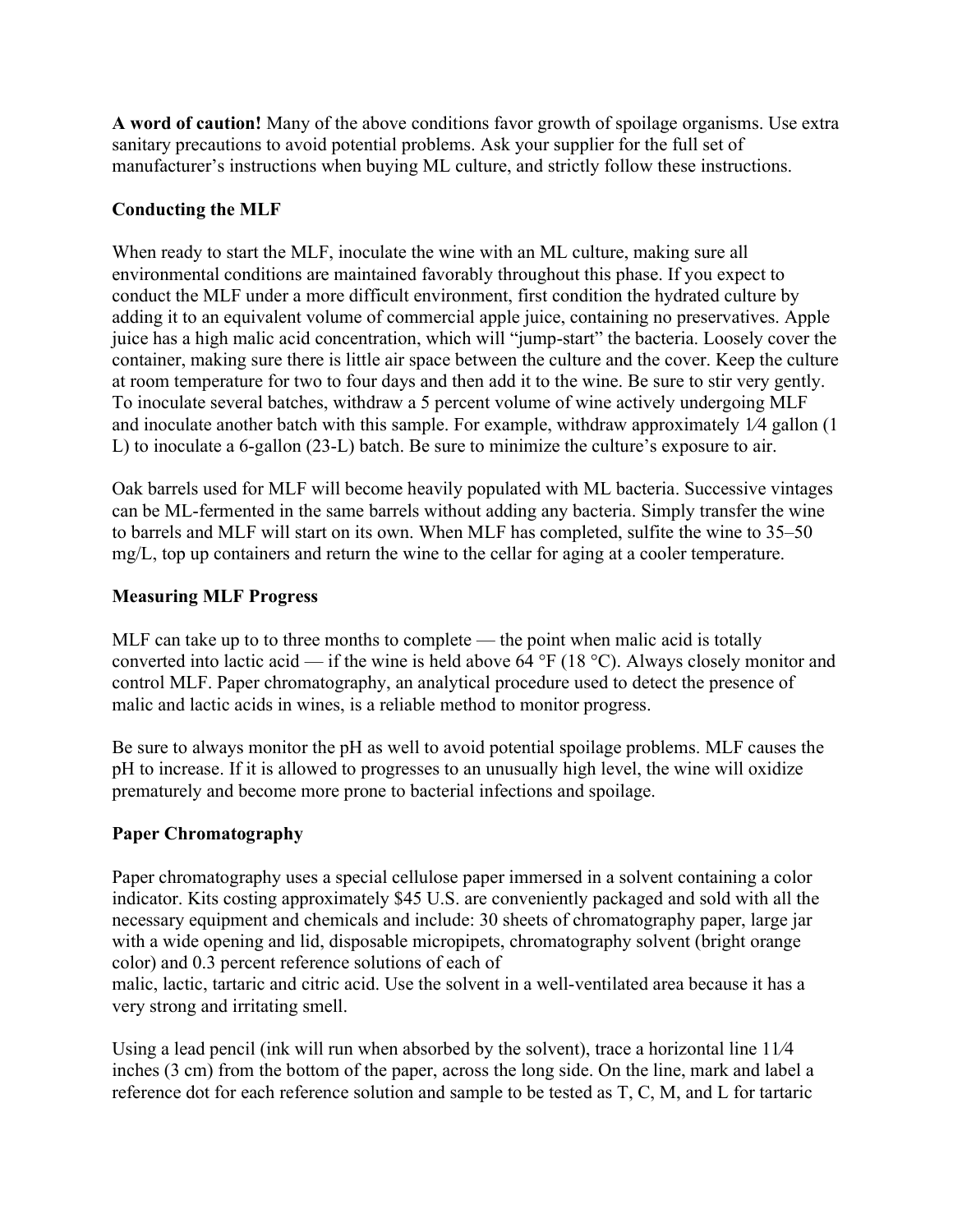**A word of caution!** Many of the above conditions favor growth of spoilage organisms. Use extra sanitary precautions to avoid potential problems. Ask your supplier for the full set of manufacturer's instructions when buying ML culture, and strictly follow these instructions.

**Conducting the MLF**

When ready to start the MLF, inoculate the wine with an ML culture, making sure all environmental conditions are maintained favorably throughout this phase. If you expect to conduct the MLF under a more difficult environment, first condition the hydrated culture by adding it to an equivalent volume of commercial apple juice, containing no preservatives. Apple juice has a high malic acid concentration, which will "jump-start" the bacteria. Loosely cover the container, making sure there is little air space between the culture and the cover. Keep the culture at room temperature for two to four days and then add it to the wine. Be sure to stir very gently. To inoculate several batches, withdraw a 5 percent volume of wine actively undergoing MLF and inoculate another batch with this sample. For example, withdraw approximately 1⁄4 gallon (1 L) to inoculate a 6-gallon (23-L) batch. Be sure to minimize the culture's exposure to air.

Oak barrels used for MLF will become heavily populated with ML bacteria. Successive vintages can be ML-fermented in the same barrels without adding any bacteria. Simply transfer the wine to barrels and MLF will start on its own. When MLF has completed, sulfite the wine to 35–50 mg/L, top up containers and return the wine to the cellar for aging at a cooler temperature.

**Measuring MLF Progress**

MLF can take up to to three months to complete — the point when malic acid is totally converted into lactic acid — if the wine is held above 64 °F (18 °C). Always closely monitor and control MLF. Paper chromatography, an analytical procedure used to detect the presence of malic and lactic acids in wines, is a reliable method to monitor progress.

Be sure to always monitor the pH as well to avoid potential spoilage problems. MLF causes the pH to increase. If it is allowed to progresses to an unusually high level, the wine will oxidize prematurely and become more prone to bacterial infections and spoilage.

**Paper Chromatography**

Paper chromatography uses a special cellulose paper immersed in a solvent containing a color indicator. Kits costing approximately $45 U.S. are conveniently packaged and sold with all the necessary equipment and chemicals and include: 30 sheets of chromatography paper, large jar with a wide opening and lid, disposable micropipets, chromatography solvent (bright orange color) and 0.3 percent reference solutions of each of malic, lactic, tartaric and citric acid. Use the solvent in a well-ventilated area because it has a very strong and irritating smell.

Using a lead pencil (ink will run when absorbed by the solvent), trace a horizontal line 11⁄4 inches (3 cm) from the bottom of the paper, across the long side. On the line, mark and label a reference dot for each reference solution and sample to be tested as T, C, M, and L for tartaric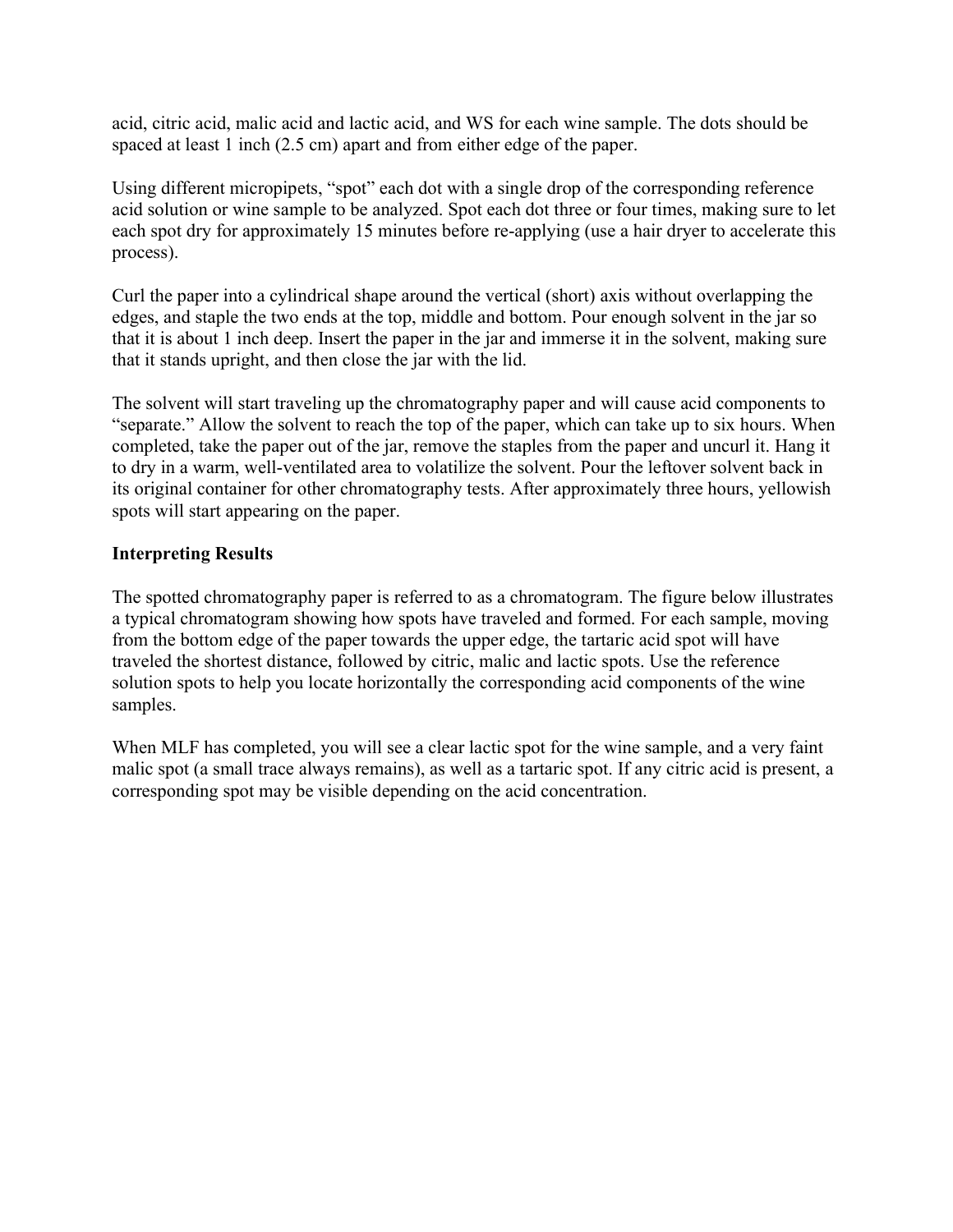acid, citric acid, malic acid and lactic acid, and WS for each wine sample. The dots should be spaced at least 1 inch (2.5 cm) apart and from either edge of the paper.

Using different micropipets, "spot" each dot with a single drop of the corresponding reference acid solution or wine sample to be analyzed. Spot each dot three or four times, making sure to let each spot dry for approximately 15 minutes before re-applying (use a hair dryer to accelerate this process).

Curl the paper into a cylindrical shape around the vertical (short) axis without overlapping the edges, and staple the two ends at the top, middle and bottom. Pour enough solvent in the jar so that it is about 1 inch deep. Insert the paper in the jar and immerse it in the solvent, making sure that it stands upright, and then close the jar with the lid.

The solvent will start traveling up the chromatography paper and will cause acid components to "separate." Allow the solvent to reach the top of the paper, which can take up to six hours. When completed, take the paper out of the jar, remove the staples from the paper and uncurl it. Hang it to dry in a warm, well-ventilated area to volatilize the solvent. Pour the leftover solvent back in its original container for other chromatography tests. After approximately three hours, yellowish spots will start appearing on the paper.

### Interpreting Results

The spotted chromatography paper is referred to as a chromatogram. The figure below illustrates a typical chromatogram showing how spots have traveled and formed. For each sample, moving from the bottom edge of the paper towards the upper edge, the tartaric acid spot will have traveled the shortest distance, followed by citric, malic and lactic spots. Use the reference solution spots to help you locate horizontally the corresponding acid components of the wine samples.

When MLF has completed, you will see a clear lactic spot for the wine sample, and a very faint malic spot (a small trace always remains), as well as a tartaric spot. If any citric acid is present, a corresponding spot may be visible depending on the acid concentration.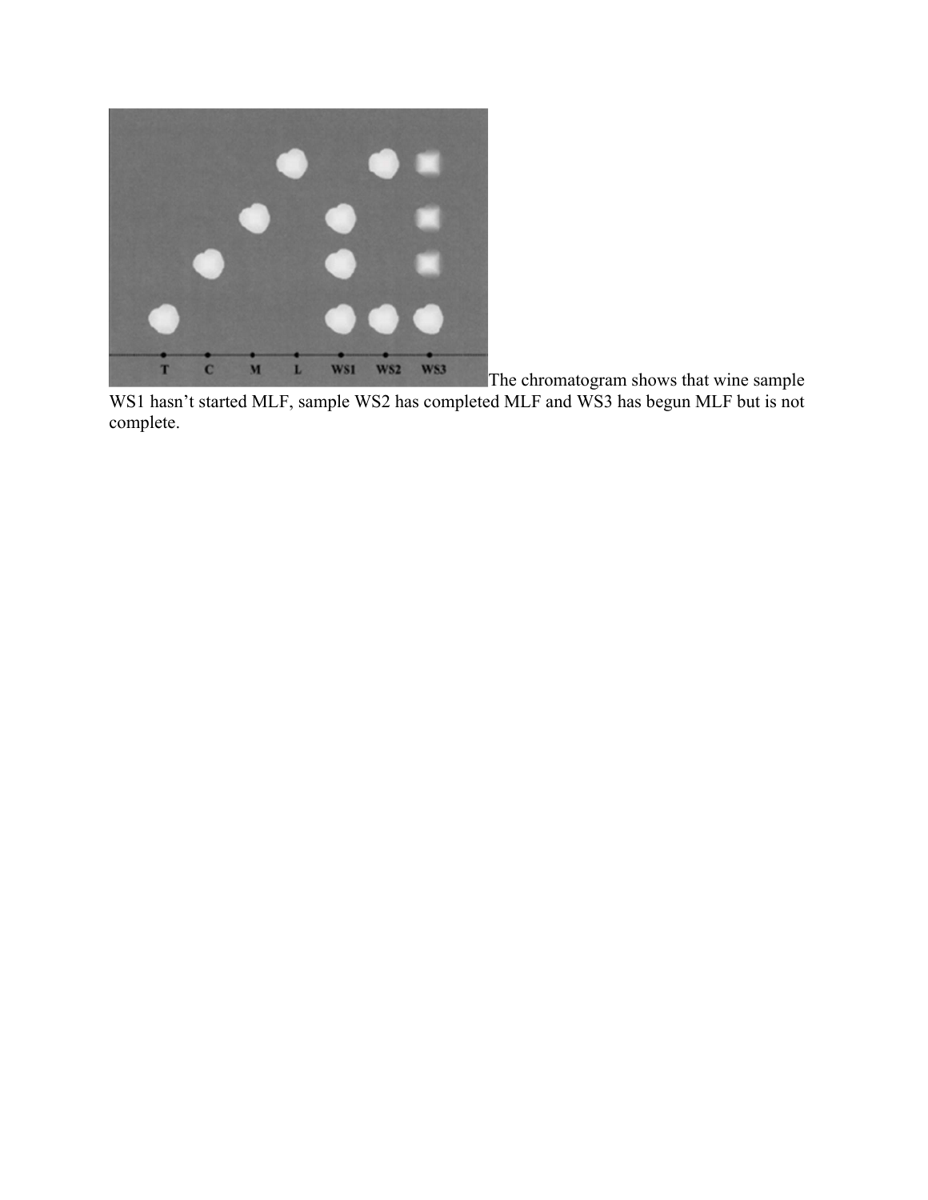T C M L WS1 WS2 WS3

The chromatogram shows that wine sample WS1 hasn't started MLF, sample WS2 has completed MLF and WS3 has begun MLF but is not complete.